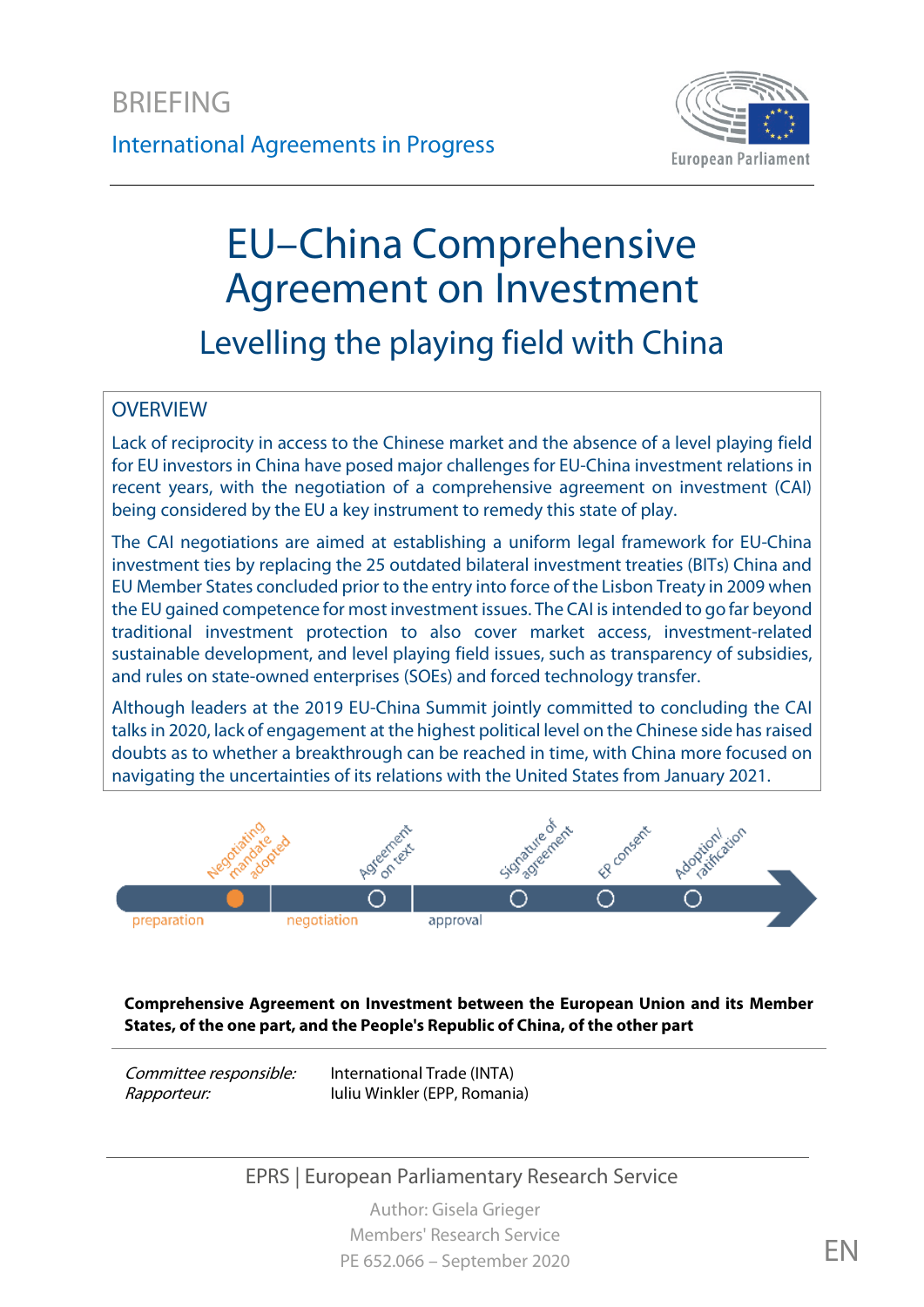BRIEFING

International Agreements in Progress

# EU–China Comprehensive Agreement on Investment

## Levelling the playing field with China

### OVERVIEW

Lack of reciprocity in access to the Chinese market and the absence of a level playing field for EU investors in China have posed major challenges for EU-China investment relations in recent years, with the negotiation of a comprehensive agreement on investment (CAI) being considered by the EU a key instrument to remedy this state of play.

The CAI negotiations are aimed at establishing a uniform legal framework for EU-China investment ties by replacing the 25 outdated bilateral investment treaties (BITs) China and EU Member States concluded prior to the entry into force of the Lisbon Treaty in 2009 when the EU gained competence for most investment issues. The CAI is intended to go far beyond traditional investment protection to also cover market access, investment-related sustainable development, and level playing field issues, such as transparency of subsidies, and rules on state-owned enterprises (SOEs) and forced technology transfer.

Although leaders at the 2019 EU-China Summit jointly committed to concluding the CAI talks in 2020, lack of engagement at the highest political level on the Chinese side has raised doubts as to whether a breakthrough can be reached in time, with China more focused on navigating the uncertainties of its relations with the United States from January 2021.

Negotiating mandate adopted | Agreement on text | Signature of agreement | EP consent | Adoption/ ratification

preparation | negotiation | approval

**Comprehensive Agreement on Investment between the European Union and its Member States, of the one part, and the People's Republic of China, of the other part**

| | |
|---|---|
| *Committee responsible:* | International Trade (INTA) |
| *Rapporteur:* | Iuliu Winkler (EPP, Romania) |

EPRS | European Parliamentary Research Service

Author: Gisela Grieger
Members' Research Service
PE 652.066 – September 2020

EN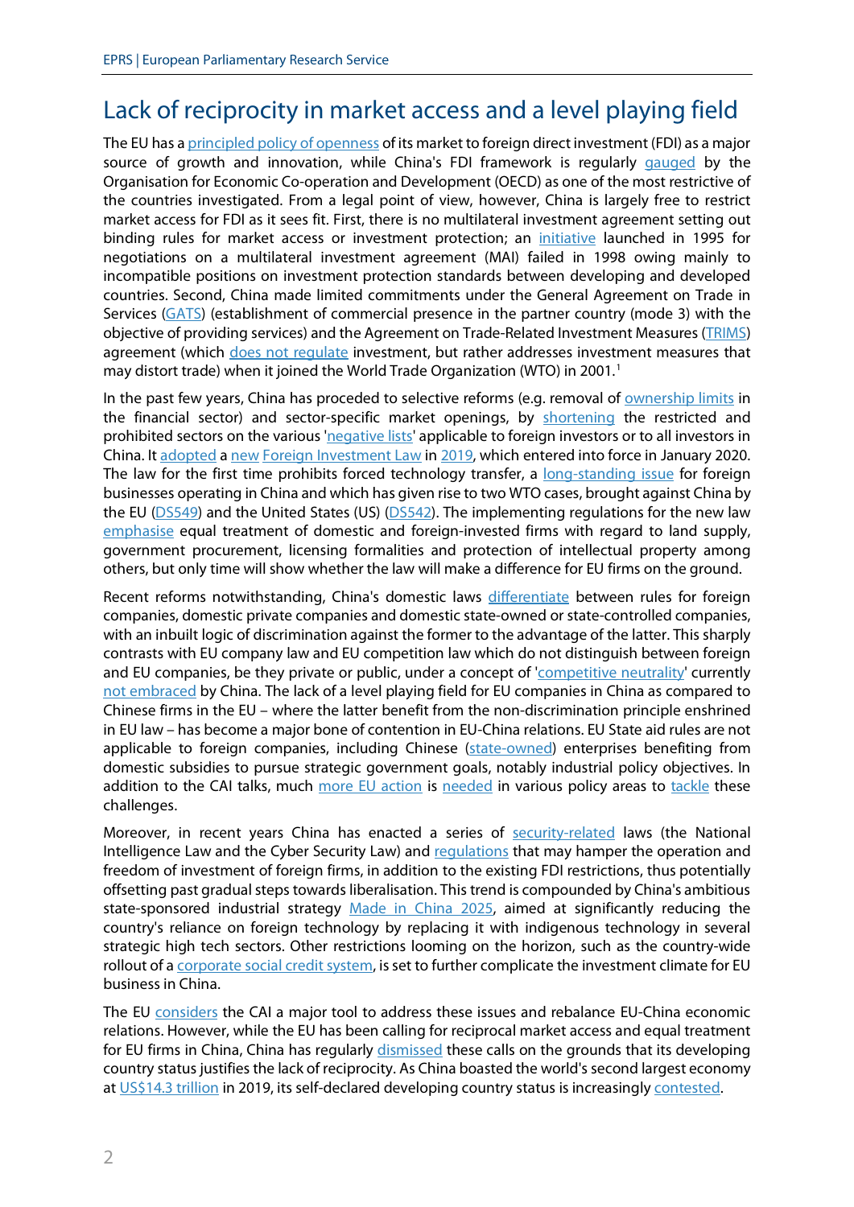## Lack of reciprocity in market access and a level playing field

The EU has a principled policy of openness of its market to foreign direct investment (FDI) as a major source of growth and innovation, while China's FDI framework is regularly gauged by the Organisation for Economic Co-operation and Development (OECD) as one of the most restrictive of the countries investigated. From a legal point of view, however, China is largely free to restrict market access for FDI as it sees fit. First, there is no multilateral investment agreement setting out binding rules for market access or investment protection; an initiative launched in 1995 for negotiations on a multilateral investment agreement (MAI) failed in 1998 owing mainly to incompatible positions on investment protection standards between developing and developed countries. Second, China made limited commitments under the General Agreement on Trade in Services (GATS) (establishment of commercial presence in the partner country (mode 3) with the objective of providing services) and the Agreement on Trade-Related Investment Measures (TRIMS) agreement (which does not regulate investment, but rather addresses investment measures that may distort trade) when it joined the World Trade Organization (WTO) in 2001.[1]

In the past few years, China has proceded to selective reforms (e.g. removal of ownership limits in the financial sector) and sector-specific market openings, by shortening the restricted and prohibited sectors on the various 'negative lists' applicable to foreign investors or to all investors in China. It adopted a new Foreign Investment Law in 2019, which entered into force in January 2020. The law for the first time prohibits forced technology transfer, a long-standing issue for foreign businesses operating in China and which has given rise to two WTO cases, brought against China by the EU (DS549) and the United States (US) (DS542). The implementing regulations for the new law emphasise equal treatment of domestic and foreign-invested firms with regard to land supply, government procurement, licensing formalities and protection of intellectual property among others, but only time will show whether the law will make a difference for EU firms on the ground.

Recent reforms notwithstanding, China's domestic laws differentiate between rules for foreign companies, domestic private companies and domestic state-owned or state-controlled companies, with an inbuilt logic of discrimination against the former to the advantage of the latter. This sharply contrasts with EU company law and EU competition law which do not distinguish between foreign and EU companies, be they private or public, under a concept of 'competitive neutrality' currently not embraced by China. The lack of a level playing field for EU companies in China as compared to Chinese firms in the EU – where the latter benefit from the non-discrimination principle enshrined in EU law – has become a major bone of contention in EU-China relations. EU State aid rules are not applicable to foreign companies, including Chinese (state-owned) enterprises benefiting from domestic subsidies to pursue strategic government goals, notably industrial policy objectives. In addition to the CAI talks, much more EU action is needed in various policy areas to tackle these challenges.

Moreover, in recent years China has enacted a series of security-related laws (the National Intelligence Law and the Cyber Security Law) and regulations that may hamper the operation and freedom of investment of foreign firms, in addition to the existing FDI restrictions, thus potentially offsetting past gradual steps towards liberalisation. This trend is compounded by China's ambitious state-sponsored industrial strategy Made in China 2025, aimed at significantly reducing the country's reliance on foreign technology by replacing it with indigenous technology in several strategic high tech sectors. Other restrictions looming on the horizon, such as the country-wide rollout of a corporate social credit system, is set to further complicate the investment climate for EU business in China.

The EU considers the CAI a major tool to address these issues and rebalance EU-China economic relations. However, while the EU has been calling for reciprocal market access and equal treatment for EU firms in China, China has regularly dismissed these calls on the grounds that its developing country status justifies the lack of reciprocity. As China boasted the world's second largest economy at US$14.3 trillion in 2019, its self-declared developing country status is increasingly contested.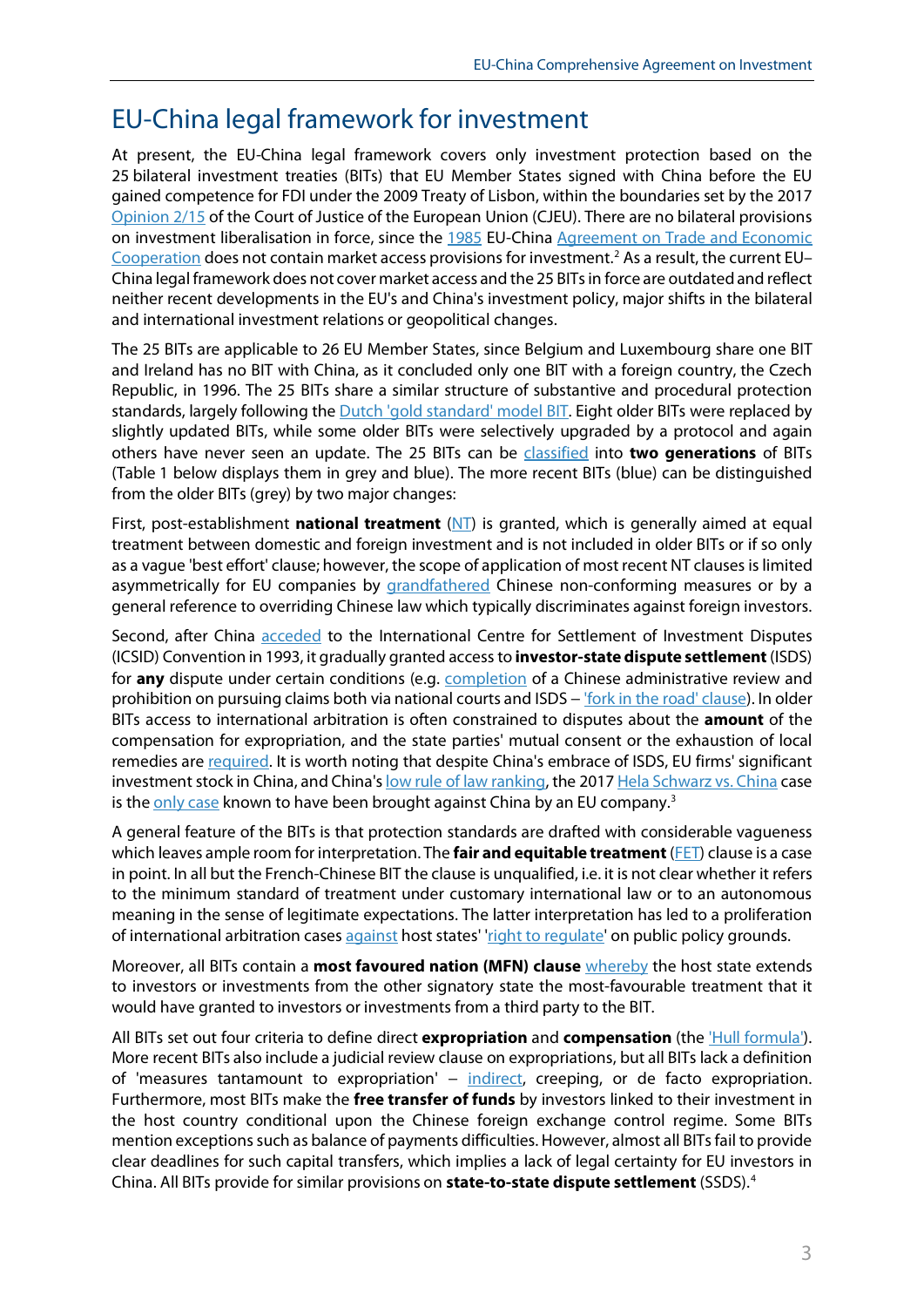# EU-China legal framework for investment

At present, the EU-China legal framework covers only investment protection based on the 25 bilateral investment treaties (BITs) that EU Member States signed with China before the EU gained competence for FDI under the 2009 Treaty of Lisbon, within the boundaries set by the 2017 Opinion 2/15 of the Court of Justice of the European Union (CJEU). There are no bilateral provisions on investment liberalisation in force, since the 1985 EU-China Agreement on Trade and Economic Cooperation does not contain market access provisions for investment.[2] As a result, the current EU–China legal framework does not cover market access and the 25 BITs in force are outdated and reflect neither recent developments in the EU's and China's investment policy, major shifts in the bilateral and international investment relations or geopolitical changes.

The 25 BITs are applicable to 26 EU Member States, since Belgium and Luxembourg share one BIT and Ireland has no BIT with China, as it concluded only one BIT with a foreign country, the Czech Republic, in 1996. The 25 BITs share a similar structure of substantive and procedural protection standards, largely following the Dutch 'gold standard' model BIT. Eight older BITs were replaced by slightly updated BITs, while some older BITs were selectively upgraded by a protocol and again others have never seen an update. The 25 BITs can be classified into **two generations** of BITs (Table 1 below displays them in grey and blue). The more recent BITs (blue) can be distinguished from the older BITs (grey) by two major changes:

First, post-establishment **national treatment** (NT) is granted, which is generally aimed at equal treatment between domestic and foreign investment and is not included in older BITs or if so only as a vague 'best effort' clause; however, the scope of application of most recent NT clauses is limited asymmetrically for EU companies by grandfathered Chinese non-conforming measures or by a general reference to overriding Chinese law which typically discriminates against foreign investors.

Second, after China acceded to the International Centre for Settlement of Investment Disputes (ICSID) Convention in 1993, it gradually granted access to **investor-state dispute settlement** (ISDS) for **any** dispute under certain conditions (e.g. completion of a Chinese administrative review and prohibition on pursuing claims both via national courts and ISDS – 'fork in the road' clause). In older BITs access to international arbitration is often constrained to disputes about the **amount** of the compensation for expropriation, and the state parties' mutual consent or the exhaustion of local remedies are required. It is worth noting that despite China's embrace of ISDS, EU firms' significant investment stock in China, and China's low rule of law ranking, the 2017 Hela Schwarz vs. China case is the only case known to have been brought against China by an EU company.[3]

A general feature of the BITs is that protection standards are drafted with considerable vagueness which leaves ample room for interpretation. The **fair and equitable treatment** (FET) clause is a case in point. In all but the French-Chinese BIT the clause is unqualified, i.e. it is not clear whether it refers to the minimum standard of treatment under customary international law or to an autonomous meaning in the sense of legitimate expectations. The latter interpretation has led to a proliferation of international arbitration cases against host states' 'right to regulate' on public policy grounds.

Moreover, all BITs contain a **most favoured nation (MFN) clause** whereby the host state extends to investors or investments from the other signatory state the most-favourable treatment that it would have granted to investors or investments from a third party to the BIT.

All BITs set out four criteria to define direct **expropriation** and **compensation** (the 'Hull formula'). More recent BITs also include a judicial review clause on expropriations, but all BITs lack a definition of 'measures tantamount to expropriation' – indirect, creeping, or de facto expropriation. Furthermore, most BITs make the **free transfer of funds** by investors linked to their investment in the host country conditional upon the Chinese foreign exchange control regime. Some BITs mention exceptions such as balance of payments difficulties. However, almost all BITs fail to provide clear deadlines for such capital transfers, which implies a lack of legal certainty for EU investors in China. All BITs provide for similar provisions on **state-to-state dispute settlement** (SSDS).[4]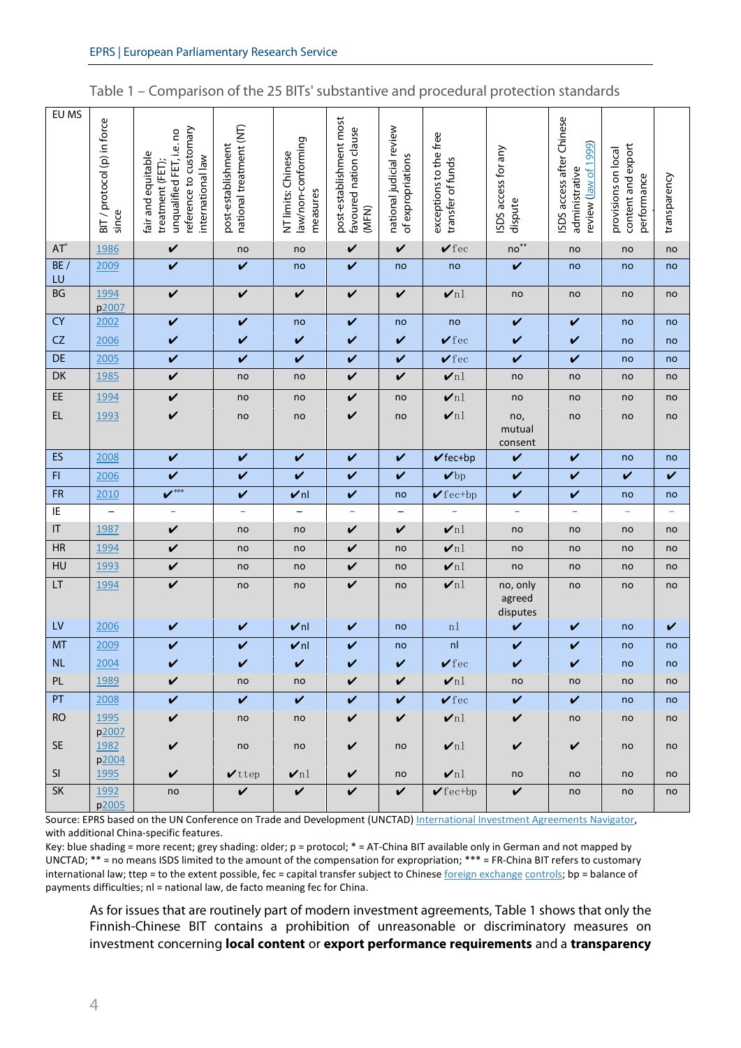Table 1 – Comparison of the 25 BITs' substantive and procedural protection standards

| EU MS | BIT / protocol (p) in force since | fair and equitable treatment (FET): unqualified FET, i.e. no reference to customary international law | post-establishment national treatment (NT) | NT limits: Chinese law/non-conforming measures | post-establishment most favoured nation clause (MFN) | national judicial review of expropriations | exceptions to the free transfer of funds | ISDS access for any dispute | ISDS access after Chinese administrative review (law of 1999) | provisions on local content and export performance | transparency |
|---|---|---|---|---|---|---|---|---|---|---|---|
| AT* | 1986 | ✔ | no | no | ✔ | ✔ | ✔fec | no** | no | no | no |
| BE / LU | 2009 | ✔ | ✔ | no | ✔ | no | no | ✔ | no | no | no |
| BG | 1994 p2007 | ✔ | ✔ | ✔ | ✔ | ✔ | ✔nl | no | no | no | no |
| CY | 2002 | ✔ | ✔ | no | ✔ | no | no | ✔ | ✔ | no | no |
| CZ | 2006 | ✔ | ✔ | ✔ | ✔ | ✔ | ✔fec | ✔ | ✔ | no | no |
| DE | 2005 | ✔ | ✔ | ✔ | ✔ | ✔ | ✔fec | ✔ | ✔ | no | no |
| DK | 1985 | ✔ | no | no | ✔ | ✔ | ✔nl | no | no | no | no |
| EE | 1994 | ✔ | no | no | ✔ | no | ✔nl | no | no | no | no |
| EL | 1993 | ✔ | no | no | ✔ | no | ✔nl | no, mutual consent | no | no | no |
| ES | 2008 | ✔ | ✔ | ✔ | ✔ | ✔ | ✔fec+bp | ✔ | ✔ | no | no |
| FI | 2006 | ✔ | ✔ | ✔ | ✔ | ✔ | ✔bp | ✔ | ✔ | ✔ | ✔ |
| FR | 2010 | ✔*** | ✔ | ✔nl | ✔ | no | ✔fec+bp | ✔ | ✔ | no | no |
| IE | – | – | – | – | – | – | – | – | – | – | – |
| IT | 1987 | ✔ | no | no | ✔ | ✔ | ✔nl | no | no | no | no |
| HR | 1994 | ✔ | no | no | ✔ | no | ✔nl | no | no | no | no |
| HU | 1993 | ✔ | no | no | ✔ | no | ✔nl | no | no | no | no |
| LT | 1994 | ✔ | no | no | ✔ | no | ✔nl | no, only agreed disputes | no | no | no |
| LV | 2006 | ✔ | ✔ | ✔nl | ✔ | no | nl | ✔ | ✔ | no | ✔ |
| MT | 2009 | ✔ | ✔ | ✔nl | ✔ | no | nl | ✔ | ✔ | no | no |
| NL | 2004 | ✔ | ✔ | ✔ | ✔ | ✔ | ✔fec | ✔ | ✔ | no | no |
| PL | 1989 | ✔ | no | no | ✔ | ✔ | ✔nl | no | no | no | no |
| PT | 2008 | ✔ | ✔ | ✔ | ✔ | ✔ | ✔fec | ✔ | ✔ | no | no |
| RO | 1995 p2007 | ✔ | no | no | ✔ | ✔ | ✔nl | ✔ | no | no | no |
| SE | 1982 p2004 | ✔ | no | no | ✔ | no | ✔nl | ✔ | ✔ | no | no |
| SI | 1995 | ✔ | ✔ttep | ✔nl | ✔ | no | ✔nl | no | no | no | no |
| SK | 1992 p2005 | no | ✔ | ✔ | ✔ | ✔ | ✔fec+bp | ✔ | no | no | no |

Source: EPRS based on the UN Conference on Trade and Development (UNCTAD) International Investment Agreements Navigator, with additional China-specific features.

Key: blue shading = more recent; grey shading = older; p = protocol; * = AT-China BIT available only in German and not mapped by UNCTAD; ** = no means ISDS limited to the amount of the compensation for expropriation; *** = FR-China BIT refers to customary international law; ttep = to the extent possible, fec = capital transfer subject to Chinese foreign exchange controls; bp = balance of payments difficulties; nl = national law, de facto meaning fec for China.

As for issues that are routinely part of modern investment agreements, Table 1 shows that only the Finnish-Chinese BIT contains a prohibition of unreasonable or discriminatory measures on investment concerning **local content** or **export performance requirements** and a **transparency**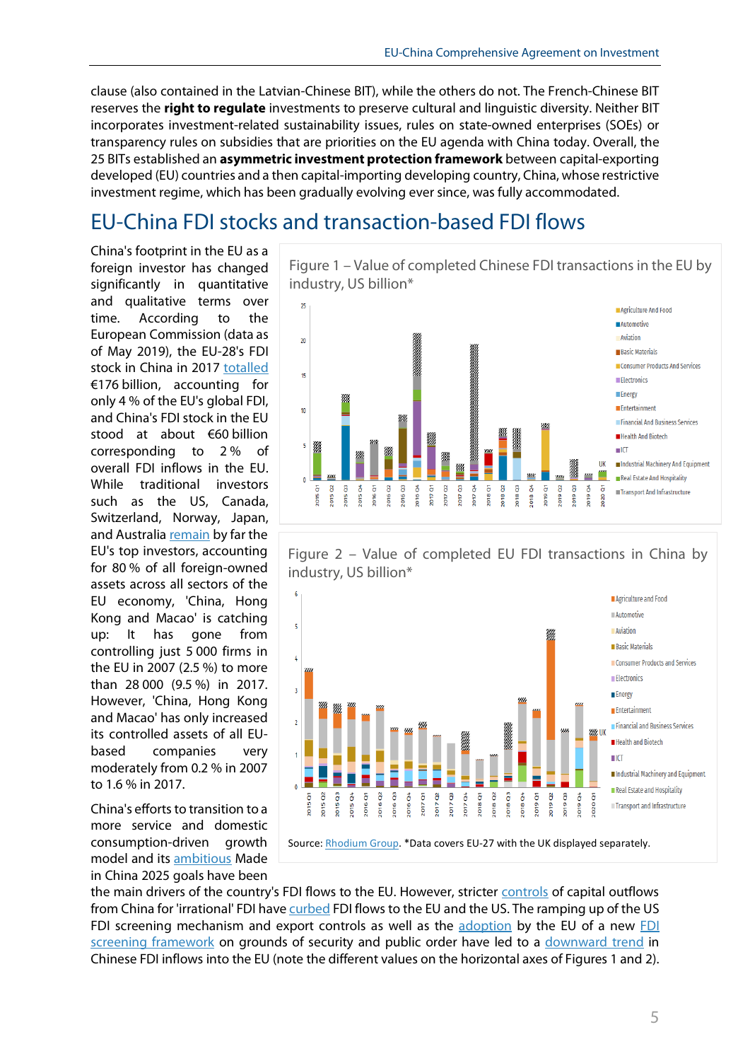clause (also contained in the Latvian-Chinese BIT), while the others do not. The French-Chinese BIT reserves the **right to regulate** investments to preserve cultural and linguistic diversity. Neither BIT incorporates investment-related sustainability issues, rules on state-owned enterprises (SOEs) or transparency rules on subsidies that are priorities on the EU agenda with China today. Overall, the 25 BITs established an **asymmetric investment protection framework** between capital-exporting developed (EU) countries and a then capital-importing developing country, China, whose restrictive investment regime, which has been gradually evolving ever since, was fully accommodated.

## EU-China FDI stocks and transaction-based FDI flows

China's footprint in the EU as a foreign investor has changed significantly in quantitative and qualitative terms over time. According to the European Commission (data as of May 2019), the EU-28's FDI stock in China in 2017 totalled €176 billion, accounting for only 4 % of the EU's global FDI, and China's FDI stock in the EU stood at about €60 billion corresponding to 2 % of overall FDI inflows in the EU. While traditional investors such as the US, Canada, Switzerland, Norway, Japan, and Australia remain by far the EU's top investors, accounting for 80 % of all foreign-owned assets across all sectors of the EU economy, 'China, Hong Kong and Macao' is catching up: It has gone from controlling just 5 000 firms in the EU in 2007 (2.5 %) to more than 28 000 (9.5 %) in 2017. However, 'China, Hong Kong and Macao' has only increased its controlled assets of all EU-based companies very moderately from 0.2 % in 2007 to 1.6 % in 2017.

Figure 1 – Value of completed Chinese FDI transactions in the EU by industry, US billion*

Figure 2 – Value of completed EU FDI transactions in China by industry, US billion*

Source: Rhodium Group. *Data covers EU-27 with the UK displayed separately.

China's efforts to transition to a more service and domestic consumption-driven growth model and its ambitious Made in China 2025 goals have been the main drivers of the country's FDI flows to the EU. However, stricter controls of capital outflows from China for 'irrational' FDI have curbed FDI flows to the EU and the US. The ramping up of the US FDI screening mechanism and export controls as well as the adoption by the EU of a new FDI screening framework on grounds of security and public order have led to a downward trend in Chinese FDI inflows into the EU (note the different values on the horizontal axes of Figures 1 and 2).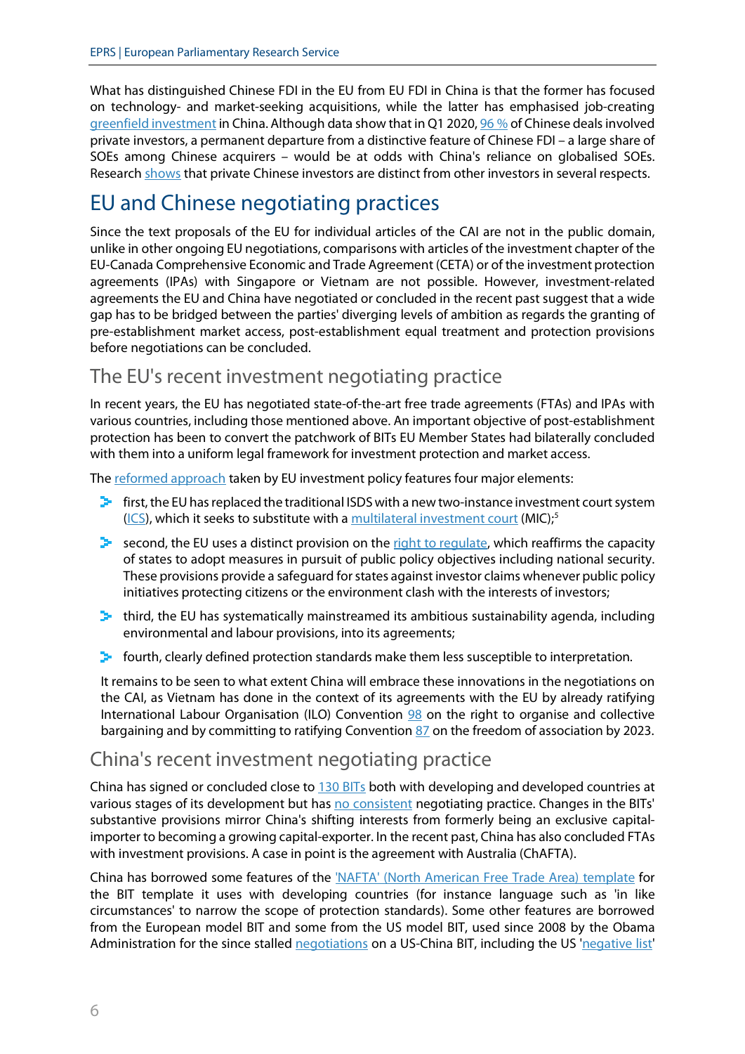What has distinguished Chinese FDI in the EU from EU FDI in China is that the former has focused on technology- and market-seeking acquisitions, while the latter has emphasised job-creating greenfield investment in China. Although data show that in Q1 2020, 96 % of Chinese deals involved private investors, a permanent departure from a distinctive feature of Chinese FDI – a large share of SOEs among Chinese acquirers – would be at odds with China's reliance on globalised SOEs. Research shows that private Chinese investors are distinct from other investors in several respects.

# EU and Chinese negotiating practices

Since the text proposals of the EU for individual articles of the CAI are not in the public domain, unlike in other ongoing EU negotiations, comparisons with articles of the investment chapter of the EU-Canada Comprehensive Economic and Trade Agreement (CETA) or of the investment protection agreements (IPAs) with Singapore or Vietnam are not possible. However, investment-related agreements the EU and China have negotiated or concluded in the recent past suggest that a wide gap has to be bridged between the parties' diverging levels of ambition as regards the granting of pre-establishment market access, post-establishment equal treatment and protection provisions before negotiations can be concluded.

## The EU's recent investment negotiating practice

In recent years, the EU has negotiated state-of-the-art free trade agreements (FTAs) and IPAs with various countries, including those mentioned above. An important objective of post-establishment protection has been to convert the patchwork of BITs EU Member States had bilaterally concluded with them into a uniform legal framework for investment protection and market access.

The reformed approach taken by EU investment policy features four major elements:

- first, the EU has replaced the traditional ISDS with a new two-instance investment court system (ICS), which it seeks to substitute with a multilateral investment court (MIC);[5]
- second, the EU uses a distinct provision on the right to regulate, which reaffirms the capacity of states to adopt measures in pursuit of public policy objectives including national security. These provisions provide a safeguard for states against investor claims whenever public policy initiatives protecting citizens or the environment clash with the interests of investors;
- third, the EU has systematically mainstreamed its ambitious sustainability agenda, including environmental and labour provisions, into its agreements;
- fourth, clearly defined protection standards make them less susceptible to interpretation.

It remains to be seen to what extent China will embrace these innovations in the negotiations on the CAI, as Vietnam has done in the context of its agreements with the EU by already ratifying International Labour Organisation (ILO) Convention 98 on the right to organise and collective bargaining and by committing to ratifying Convention 87 on the freedom of association by 2023.

## China's recent investment negotiating practice

China has signed or concluded close to 130 BITs both with developing and developed countries at various stages of its development but has no consistent negotiating practice. Changes in the BITs' substantive provisions mirror China's shifting interests from formerly being an exclusive capital-importer to becoming a growing capital-exporter. In the recent past, China has also concluded FTAs with investment provisions. A case in point is the agreement with Australia (ChAFTA).

China has borrowed some features of the 'NAFTA' (North American Free Trade Area) template for the BIT template it uses with developing countries (for instance language such as 'in like circumstances' to narrow the scope of protection standards). Some other features are borrowed from the European model BIT and some from the US model BIT, used since 2008 by the Obama Administration for the since stalled negotiations on a US-China BIT, including the US 'negative list'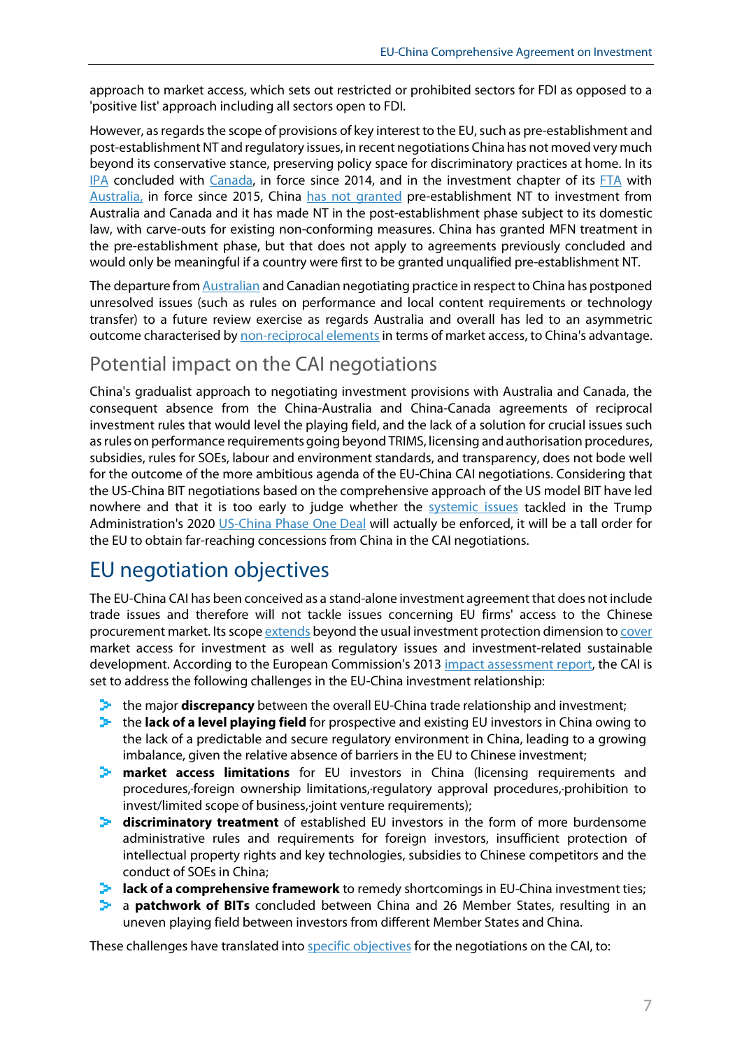approach to market access, which sets out restricted or prohibited sectors for FDI as opposed to a 'positive list' approach including all sectors open to FDI.

However, as regards the scope of provisions of key interest to the EU, such as pre-establishment and post-establishment NT and regulatory issues, in recent negotiations China has not moved very much beyond its conservative stance, preserving policy space for discriminatory practices at home. In its IPA concluded with Canada, in force since 2014, and in the investment chapter of its FTA with Australia, in force since 2015, China has not granted pre-establishment NT to investment from Australia and Canada and it has made NT in the post-establishment phase subject to its domestic law, with carve-outs for existing non-conforming measures. China has granted MFN treatment in the pre-establishment phase, but that does not apply to agreements previously concluded and would only be meaningful if a country were first to be granted unqualified pre-establishment NT.

The departure from Australian and Canadian negotiating practice in respect to China has postponed unresolved issues (such as rules on performance and local content requirements or technology transfer) to a future review exercise as regards Australia and overall has led to an asymmetric outcome characterised by non-reciprocal elements in terms of market access, to China's advantage.

## Potential impact on the CAI negotiations

China's gradualist approach to negotiating investment provisions with Australia and Canada, the consequent absence from the China-Australia and China-Canada agreements of reciprocal investment rules that would level the playing field, and the lack of a solution for crucial issues such as rules on performance requirements going beyond TRIMS, licensing and authorisation procedures, subsidies, rules for SOEs, labour and environment standards, and transparency, does not bode well for the outcome of the more ambitious agenda of the EU-China CAI negotiations. Considering that the US-China BIT negotiations based on the comprehensive approach of the US model BIT have led nowhere and that it is too early to judge whether the systemic issues tackled in the Trump Administration's 2020 US-China Phase One Deal will actually be enforced, it will be a tall order for the EU to obtain far-reaching concessions from China in the CAI negotiations.

# EU negotiation objectives

The EU-China CAI has been conceived as a stand-alone investment agreement that does not include trade issues and therefore will not tackle issues concerning EU firms' access to the Chinese procurement market. Its scope extends beyond the usual investment protection dimension to cover market access for investment as well as regulatory issues and investment-related sustainable development. According to the European Commission's 2013 impact assessment report, the CAI is set to address the following challenges in the EU-China investment relationship:

- the major **discrepancy** between the overall EU-China trade relationship and investment;
- the **lack of a level playing field** for prospective and existing EU investors in China owing to the lack of a predictable and secure regulatory environment in China, leading to a growing imbalance, given the relative absence of barriers in the EU to Chinese investment;
- **market access limitations** for EU investors in China (licensing requirements and procedures, foreign ownership limitations, regulatory approval procedures, prohibition to invest/limited scope of business, joint venture requirements);
- **discriminatory treatment** of established EU investors in the form of more burdensome administrative rules and requirements for foreign investors, insufficient protection of intellectual property rights and key technologies, subsidies to Chinese competitors and the conduct of SOEs in China;
- **lack of a comprehensive framework** to remedy shortcomings in EU-China investment ties;
- a **patchwork of BITs** concluded between China and 26 Member States, resulting in an uneven playing field between investors from different Member States and China.

These challenges have translated into specific objectives for the negotiations on the CAI, to: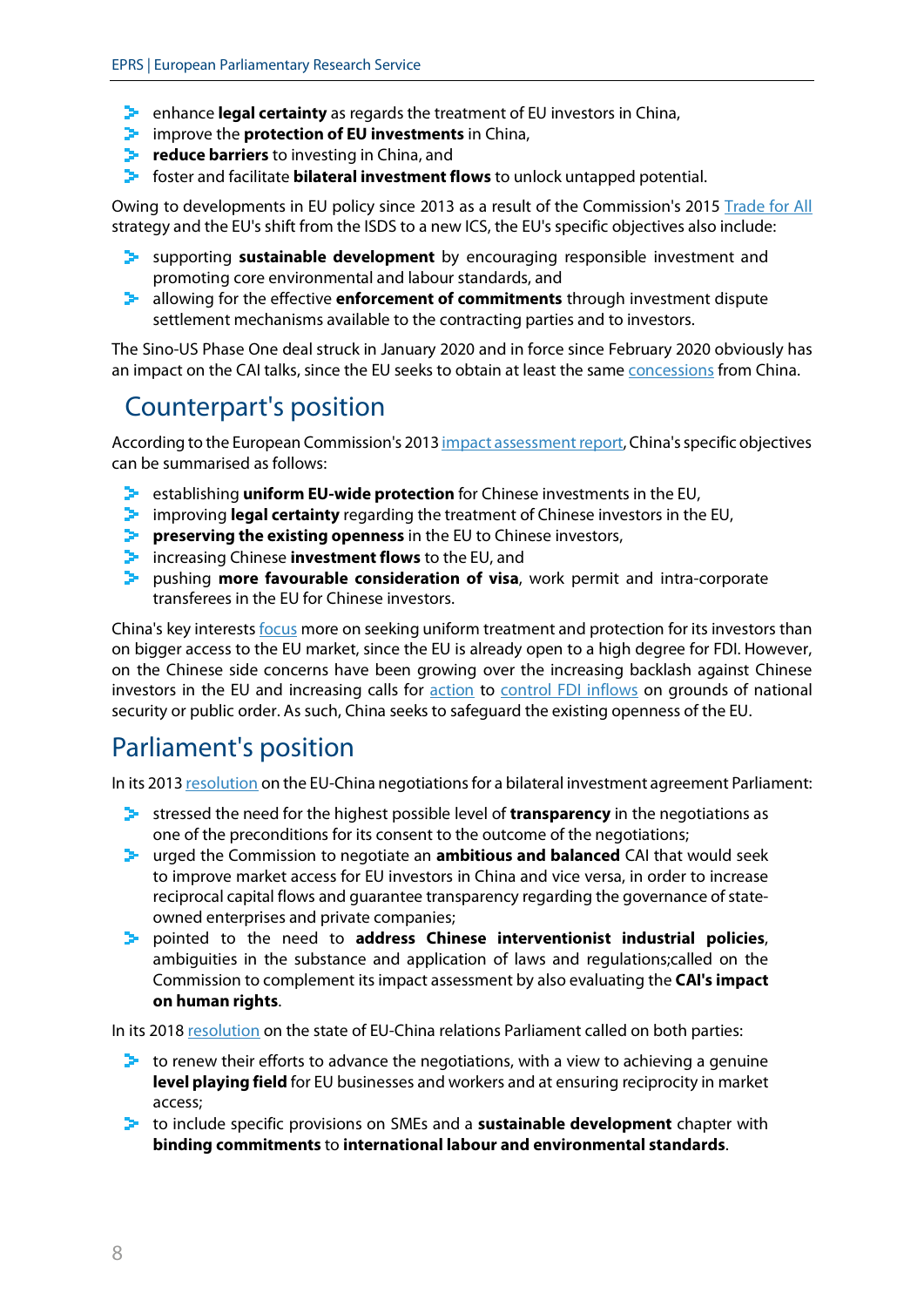- enhance **legal certainty** as regards the treatment of EU investors in China,
- improve the **protection of EU investments** in China,
- **reduce barriers** to investing in China, and
- foster and facilitate **bilateral investment flows** to unlock untapped potential.

Owing to developments in EU policy since 2013 as a result of the Commission's 2015 Trade for All strategy and the EU's shift from the ISDS to a new ICS, the EU's specific objectives also include:

- supporting **sustainable development** by encouraging responsible investment and promoting core environmental and labour standards, and
- allowing for the effective **enforcement of commitments** through investment dispute settlement mechanisms available to the contracting parties and to investors.

The Sino-US Phase One deal struck in January 2020 and in force since February 2020 obviously has an impact on the CAI talks, since the EU seeks to obtain at least the same concessions from China.

## Counterpart's position

According to the European Commission's 2013 impact assessment report, China's specific objectives can be summarised as follows:

- establishing **uniform EU-wide protection** for Chinese investments in the EU,
- improving **legal certainty** regarding the treatment of Chinese investors in the EU,
- **preserving the existing openness** in the EU to Chinese investors,
- increasing Chinese **investment flows** to the EU, and
- pushing **more favourable consideration of visa**, work permit and intra-corporate transferees in the EU for Chinese investors.

China's key interests focus more on seeking uniform treatment and protection for its investors than on bigger access to the EU market, since the EU is already open to a high degree for FDI. However, on the Chinese side concerns have been growing over the increasing backlash against Chinese investors in the EU and increasing calls for action to control FDI inflows on grounds of national security or public order. As such, China seeks to safeguard the existing openness of the EU.

## Parliament's position

In its 2013 resolution on the EU-China negotiations for a bilateral investment agreement Parliament:

- stressed the need for the highest possible level of **transparency** in the negotiations as one of the preconditions for its consent to the outcome of the negotiations;
- urged the Commission to negotiate an **ambitious and balanced** CAI that would seek to improve market access for EU investors in China and vice versa, in order to increase reciprocal capital flows and guarantee transparency regarding the governance of state-owned enterprises and private companies;
- pointed to the need to **address Chinese interventionist industrial policies**, ambiguities in the substance and application of laws and regulations;called on the Commission to complement its impact assessment by also evaluating the **CAI's impact on human rights**.

In its 2018 resolution on the state of EU-China relations Parliament called on both parties:

- to renew their efforts to advance the negotiations, with a view to achieving a genuine **level playing field** for EU businesses and workers and at ensuring reciprocity in market access;
- to include specific provisions on SMEs and a **sustainable development** chapter with **binding commitments** to **international labour and environmental standards**.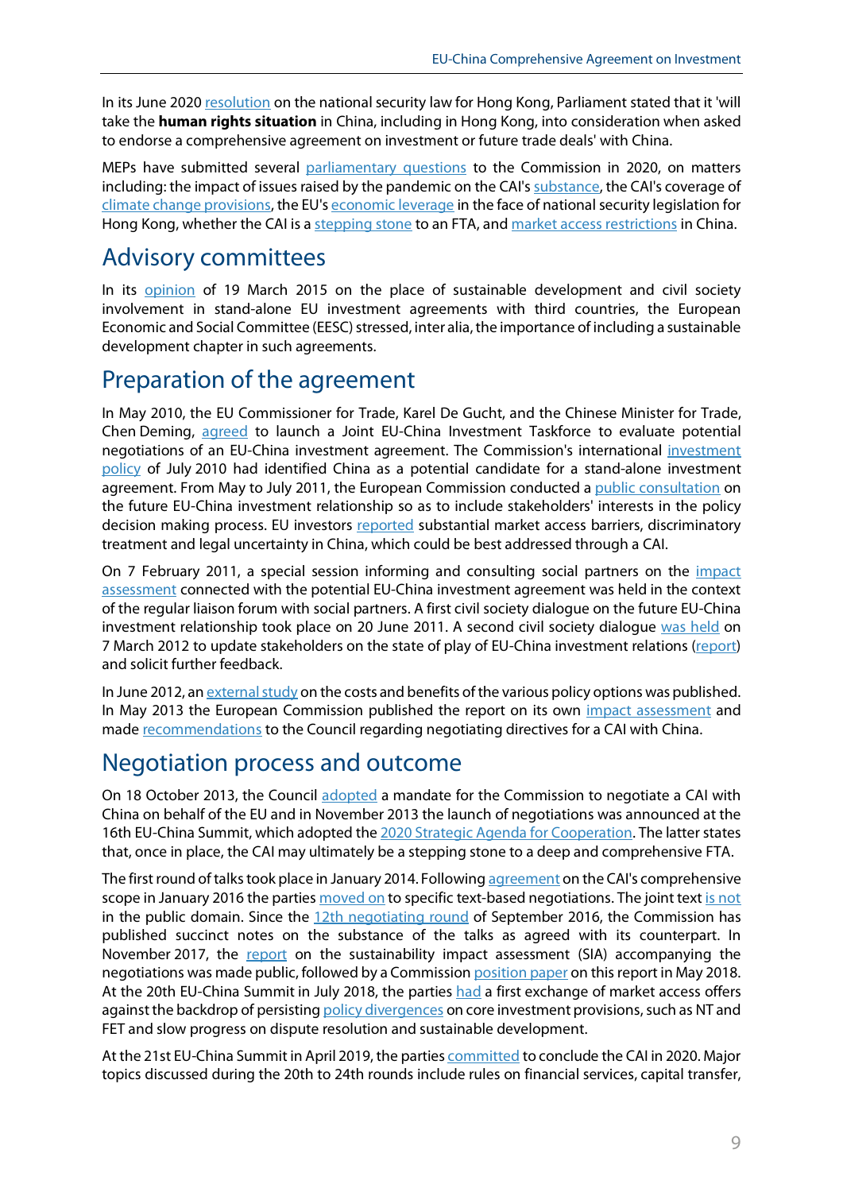In its June 2020 resolution on the national security law for Hong Kong, Parliament stated that it 'will take the **human rights situation** in China, including in Hong Kong, into consideration when asked to endorse a comprehensive agreement on investment or future trade deals' with China.

MEPs have submitted several parliamentary questions to the Commission in 2020, on matters including: the impact of issues raised by the pandemic on the CAI's substance, the CAI's coverage of climate change provisions, the EU's economic leverage in the face of national security legislation for Hong Kong, whether the CAI is a stepping stone to an FTA, and market access restrictions in China.

## Advisory committees

In its opinion of 19 March 2015 on the place of sustainable development and civil society involvement in stand-alone EU investment agreements with third countries, the European Economic and Social Committee (EESC) stressed, inter alia, the importance of including a sustainable development chapter in such agreements.

## Preparation of the agreement

In May 2010, the EU Commissioner for Trade, Karel De Gucht, and the Chinese Minister for Trade, Chen Deming, agreed to launch a Joint EU-China Investment Taskforce to evaluate potential negotiations of an EU-China investment agreement. The Commission's international investment policy of July 2010 had identified China as a potential candidate for a stand-alone investment agreement. From May to July 2011, the European Commission conducted a public consultation on the future EU-China investment relationship so as to include stakeholders' interests in the policy decision making process. EU investors reported substantial market access barriers, discriminatory treatment and legal uncertainty in China, which could be best addressed through a CAI.

On 7 February 2011, a special session informing and consulting social partners on the impact assessment connected with the potential EU-China investment agreement was held in the context of the regular liaison forum with social partners. A first civil society dialogue on the future EU-China investment relationship took place on 20 June 2011. A second civil society dialogue was held on 7 March 2012 to update stakeholders on the state of play of EU-China investment relations (report) and solicit further feedback.

In June 2012, an external study on the costs and benefits of the various policy options was published. In May 2013 the European Commission published the report on its own impact assessment and made recommendations to the Council regarding negotiating directives for a CAI with China.

## Negotiation process and outcome

On 18 October 2013, the Council adopted a mandate for the Commission to negotiate a CAI with China on behalf of the EU and in November 2013 the launch of negotiations was announced at the 16th EU-China Summit, which adopted the 2020 Strategic Agenda for Cooperation. The latter states that, once in place, the CAI may ultimately be a stepping stone to a deep and comprehensive FTA.

The first round of talks took place in January 2014. Following agreement on the CAI's comprehensive scope in January 2016 the parties moved on to specific text-based negotiations. The joint text is not in the public domain. Since the 12th negotiating round of September 2016, the Commission has published succinct notes on the substance of the talks as agreed with its counterpart. In November 2017, the report on the sustainability impact assessment (SIA) accompanying the negotiations was made public, followed by a Commission position paper on this report in May 2018. At the 20th EU-China Summit in July 2018, the parties had a first exchange of market access offers against the backdrop of persisting policy divergences on core investment provisions, such as NT and FET and slow progress on dispute resolution and sustainable development.

At the 21st EU-China Summit in April 2019, the parties committed to conclude the CAI in 2020. Major topics discussed during the 20th to 24th rounds include rules on financial services, capital transfer,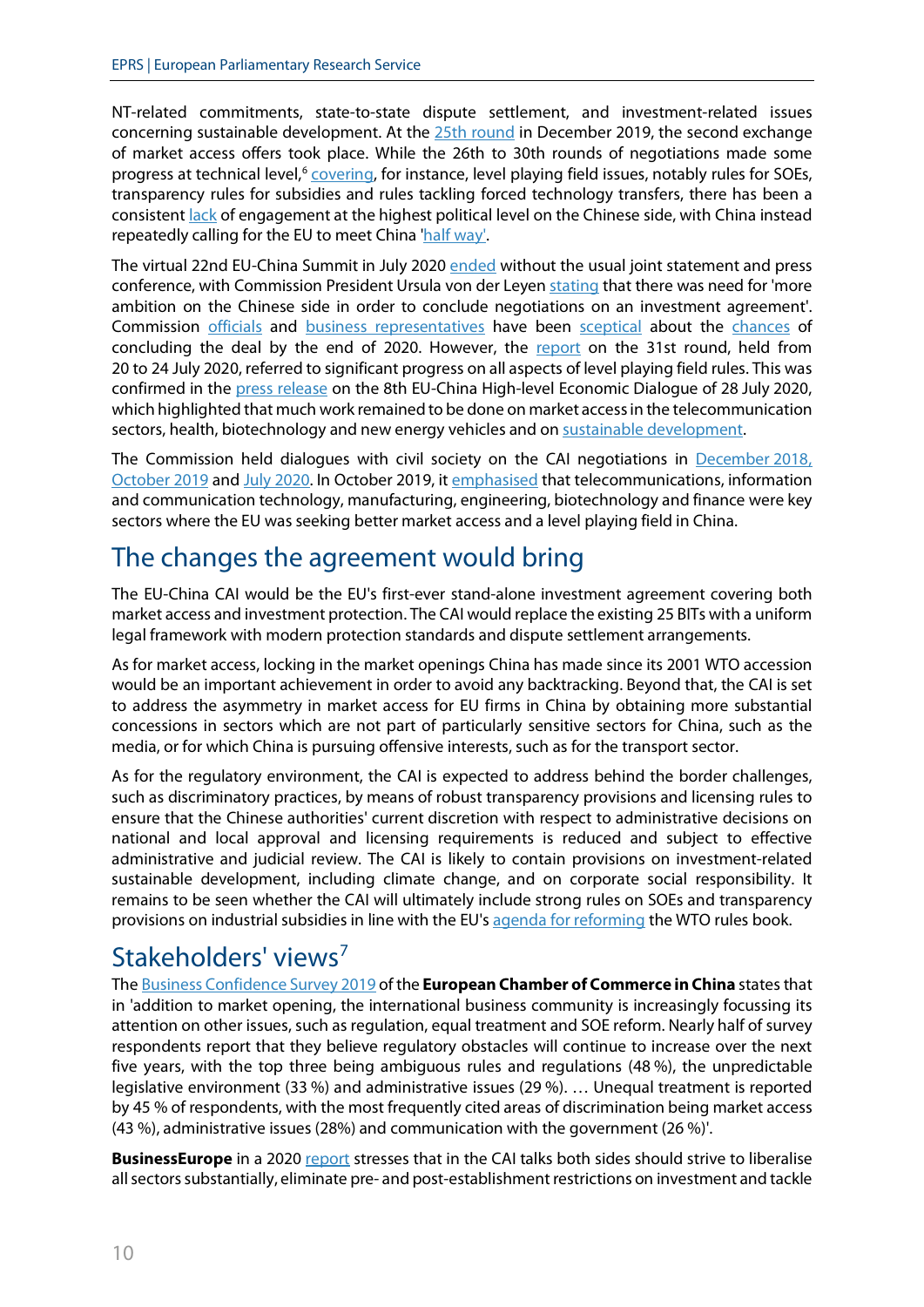NT-related commitments, state-to-state dispute settlement, and investment-related issues concerning sustainable development. At the 25th round in December 2019, the second exchange of market access offers took place. While the 26th to 30th rounds of negotiations made some progress at technical level,[6] covering, for instance, level playing field issues, notably rules for SOEs, transparency rules for subsidies and rules tackling forced technology transfers, there has been a consistent lack of engagement at the highest political level on the Chinese side, with China instead repeatedly calling for the EU to meet China 'half way'.

The virtual 22nd EU-China Summit in July 2020 ended without the usual joint statement and press conference, with Commission President Ursula von der Leyen stating that there was need for 'more ambition on the Chinese side in order to conclude negotiations on an investment agreement'. Commission officials and business representatives have been sceptical about the chances of concluding the deal by the end of 2020. However, the report on the 31st round, held from 20 to 24 July 2020, referred to significant progress on all aspects of level playing field rules. This was confirmed in the press release on the 8th EU-China High-level Economic Dialogue of 28 July 2020, which highlighted that much work remained to be done on market access in the telecommunication sectors, health, biotechnology and new energy vehicles and on sustainable development.

The Commission held dialogues with civil society on the CAI negotiations in December 2018, October 2019 and July 2020. In October 2019, it emphasised that telecommunications, information and communication technology, manufacturing, engineering, biotechnology and finance were key sectors where the EU was seeking better market access and a level playing field in China.

## The changes the agreement would bring

The EU-China CAI would be the EU's first-ever stand-alone investment agreement covering both market access and investment protection. The CAI would replace the existing 25 BITs with a uniform legal framework with modern protection standards and dispute settlement arrangements.

As for market access, locking in the market openings China has made since its 2001 WTO accession would be an important achievement in order to avoid any backtracking. Beyond that, the CAI is set to address the asymmetry in market access for EU firms in China by obtaining more substantial concessions in sectors which are not part of particularly sensitive sectors for China, such as the media, or for which China is pursuing offensive interests, such as for the transport sector.

As for the regulatory environment, the CAI is expected to address behind the border challenges, such as discriminatory practices, by means of robust transparency provisions and licensing rules to ensure that the Chinese authorities' current discretion with respect to administrative decisions on national and local approval and licensing requirements is reduced and subject to effective administrative and judicial review. The CAI is likely to contain provisions on investment-related sustainable development, including climate change, and on corporate social responsibility. It remains to be seen whether the CAI will ultimately include strong rules on SOEs and transparency provisions on industrial subsidies in line with the EU's agenda for reforming the WTO rules book.

## Stakeholders' views[7]

The Business Confidence Survey 2019 of the **European Chamber of Commerce in China** states that in 'addition to market opening, the international business community is increasingly focussing its attention on other issues, such as regulation, equal treatment and SOE reform. Nearly half of survey respondents report that they believe regulatory obstacles will continue to increase over the next five years, with the top three being ambiguous rules and regulations (48 %), the unpredictable legislative environment (33 %) and administrative issues (29 %). … Unequal treatment is reported by 45 % of respondents, with the most frequently cited areas of discrimination being market access (43 %), administrative issues (28%) and communication with the government (26 %)'.

**BusinessEurope** in a 2020 report stresses that in the CAI talks both sides should strive to liberalise all sectors substantially, eliminate pre- and post-establishment restrictions on investment and tackle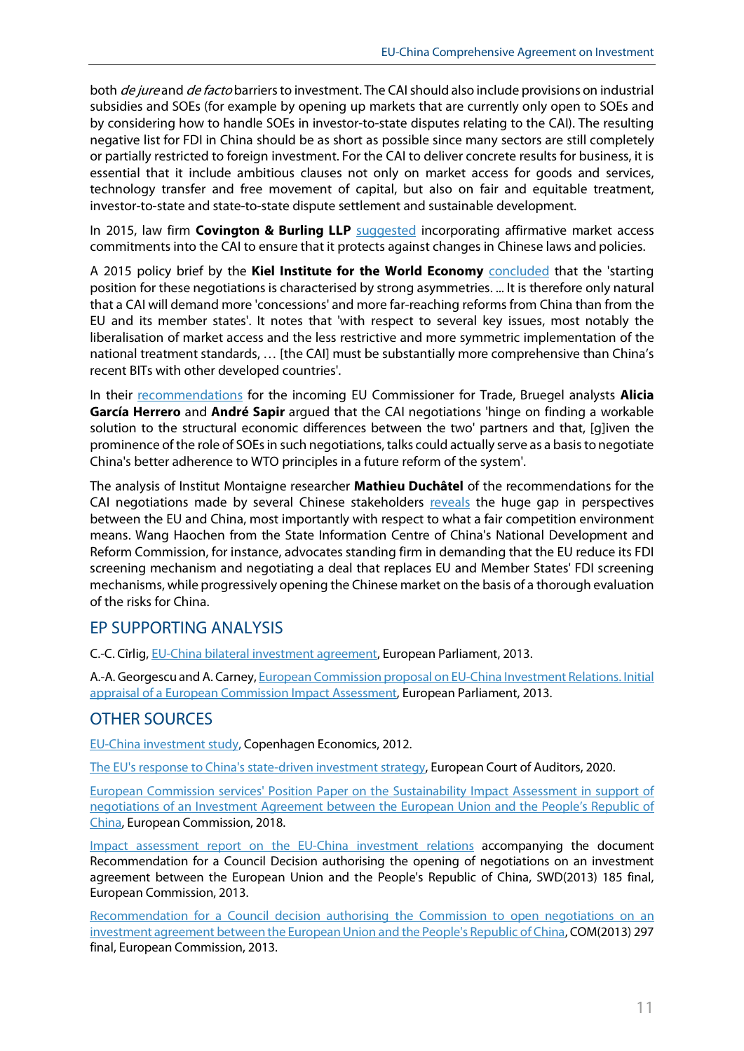both *de jure* and *de facto* barriers to investment. The CAI should also include provisions on industrial subsidies and SOEs (for example by opening up markets that are currently only open to SOEs and by considering how to handle SOEs in investor-to-state disputes relating to the CAI). The resulting negative list for FDI in China should be as short as possible since many sectors are still completely or partially restricted to foreign investment. For the CAI to deliver concrete results for business, it is essential that it include ambitious clauses not only on market access for goods and services, technology transfer and free movement of capital, but also on fair and equitable treatment, investor-to-state and state-to-state dispute settlement and sustainable development.

In 2015, law firm **Covington & Burling LLP** suggested incorporating affirmative market access commitments into the CAI to ensure that it protects against changes in Chinese laws and policies.

A 2015 policy brief by the **Kiel Institute for the World Economy** concluded that the 'starting position for these negotiations is characterised by strong asymmetries. ... It is therefore only natural that a CAI will demand more 'concessions' and more far-reaching reforms from China than from the EU and its member states'. It notes that 'with respect to several key issues, most notably the liberalisation of market access and the less restrictive and more symmetric implementation of the national treatment standards, … [the CAI] must be substantially more comprehensive than China's recent BITs with other developed countries'.

In their recommendations for the incoming EU Commissioner for Trade, Bruegel analysts **Alicia García Herrero** and **André Sapir** argued that the CAI negotiations 'hinge on finding a workable solution to the structural economic differences between the two' partners and that, [g]iven the prominence of the role of SOEs in such negotiations, talks could actually serve as a basis to negotiate China's better adherence to WTO principles in a future reform of the system'.

The analysis of Institut Montaigne researcher **Mathieu Duchâtel** of the recommendations for the CAI negotiations made by several Chinese stakeholders reveals the huge gap in perspectives between the EU and China, most importantly with respect to what a fair competition environment means. Wang Haochen from the State Information Centre of China's National Development and Reform Commission, for instance, advocates standing firm in demanding that the EU reduce its FDI screening mechanism and negotiating a deal that replaces EU and Member States' FDI screening mechanisms, while progressively opening the Chinese market on the basis of a thorough evaluation of the risks for China.

## EP SUPPORTING ANALYSIS

C.-C. Cîrlig, EU-China bilateral investment agreement, European Parliament, 2013.

A.-A. Georgescu and A. Carney, European Commission proposal on EU-China Investment Relations. Initial appraisal of a European Commission Impact Assessment, European Parliament, 2013.

## OTHER SOURCES

EU-China investment study, Copenhagen Economics, 2012.

The EU's response to China's state-driven investment strategy, European Court of Auditors, 2020.

European Commission services' Position Paper on the Sustainability Impact Assessment in support of negotiations of an Investment Agreement between the European Union and the People's Republic of China, European Commission, 2018.

Impact assessment report on the EU-China investment relations accompanying the document Recommendation for a Council Decision authorising the opening of negotiations on an investment agreement between the European Union and the People's Republic of China, SWD(2013) 185 final, European Commission, 2013.

Recommendation for a Council decision authorising the Commission to open negotiations on an investment agreement between the European Union and the People's Republic of China, COM(2013) 297 final, European Commission, 2013.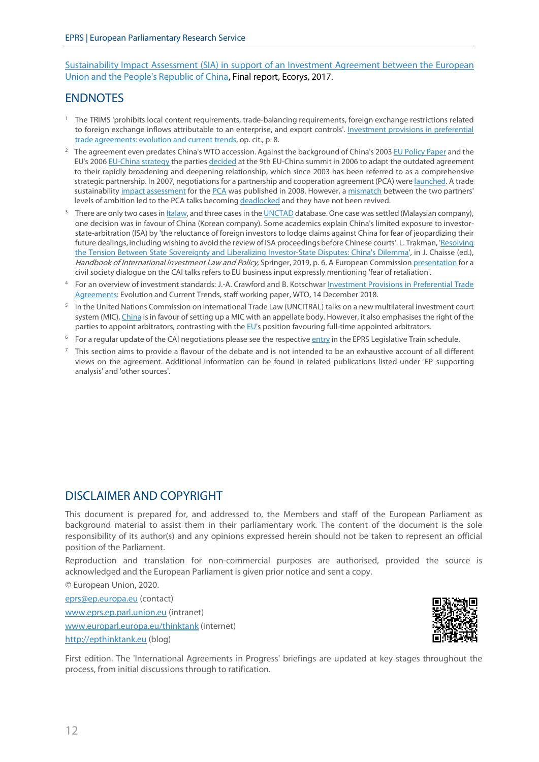Sustainability Impact Assessment (SIA) in support of an Investment Agreement between the European Union and the People's Republic of China, Final report, Ecorys, 2017.

## ENDNOTES

1. The TRIMS 'prohibits local content requirements, trade-balancing requirements, foreign exchange restrictions related to foreign exchange inflows attributable to an enterprise, and export controls'. Investment provisions in preferential trade agreements: evolution and current trends, op. cit., p. 8.
2. The agreement even predates China's WTO accession. Against the background of China's 2003 EU Policy Paper and the EU's 2006 EU-China strategy the parties decided at the 9th EU-China summit in 2006 to adapt the outdated agreement to their rapidly broadening and deepening relationship, which since 2003 has been referred to as a comprehensive strategic partnership. In 2007, negotiations for a partnership and cooperation agreement (PCA) were launched. A trade sustainability impact assessment for the PCA was published in 2008. However, a mismatch between the two partners' levels of ambition led to the PCA talks becoming deadlocked and they have not been revived.
3. There are only two cases in Italaw, and three cases in the UNCTAD database. One case was settled (Malaysian company), one decision was in favour of China (Korean company). Some academics explain China's limited exposure to investor-state-arbitration (ISA) by 'the reluctance of foreign investors to lodge claims against China for fear of jeopardizing their future dealings, including wishing to avoid the review of ISA proceedings before Chinese courts'. L. Trakman, 'Resolving the Tension Between State Sovereignty and Liberalizing Investor-State Disputes: China's Dilemma', in J. Chaisse (ed.), *Handbook of International Investment Law and Policy*, Springer, 2019, p. 6. A European Commission presentation for a civil society dialogue on the CAI talks refers to EU business input expressly mentioning 'fear of retaliation'.
4. For an overview of investment standards: J.-A. Crawford and B. Kotschwar Investment Provisions in Preferential Trade Agreements: Evolution and Current Trends, staff working paper, WTO, 14 December 2018.
5. In the United Nations Commission on International Trade Law (UNCITRAL) talks on a new multilateral investment court system (MIC), China is in favour of setting up a MIC with an appellate body. However, it also emphasises the right of the parties to appoint arbitrators, contrasting with the EU's position favouring full-time appointed arbitrators.
6. For a regular update of the CAI negotiations please see the respective entry in the EPRS Legislative Train schedule.
7. This section aims to provide a flavour of the debate and is not intended to be an exhaustive account of all different views on the agreement. Additional information can be found in related publications listed under 'EP supporting analysis' and 'other sources'.

## DISCLAIMER AND COPYRIGHT

This document is prepared for, and addressed to, the Members and staff of the European Parliament as background material to assist them in their parliamentary work. The content of the document is the sole responsibility of its author(s) and any opinions expressed herein should not be taken to represent an official position of the Parliament.

Reproduction and translation for non-commercial purposes are authorised, provided the source is acknowledged and the European Parliament is given prior notice and sent a copy.

© European Union, 2020.

eprs@ep.europa.eu (contact)

www.eprs.ep.parl.union.eu (intranet)

www.europarl.europa.eu/thinktank (internet)

http://epthinktank.eu (blog)

First edition. The 'International Agreements in Progress' briefings are updated at key stages throughout the process, from initial discussions through to ratification.